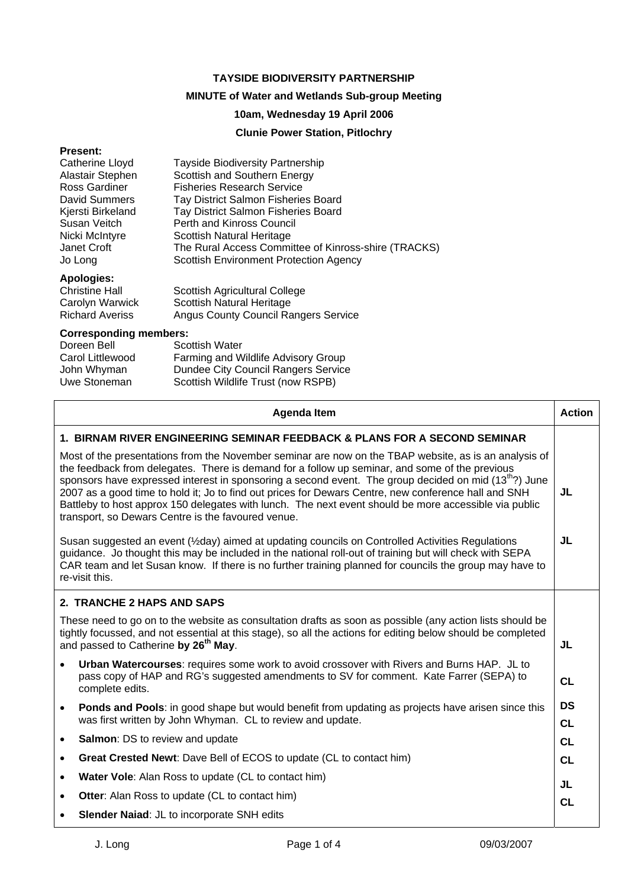**TAYSIDE BIODIVERSITY PARTNERSHIP**

**MINUTE of Water and Wetlands Sub-group Meeting**

**10am, Wednesday 19 April 2006**

**Clunie Power Station, Pitlochry**

**Present:**

| | |
|---|---|
| Catherine Lloyd | Tayside Biodiversity Partnership |
| Alastair Stephen | Scottish and Southern Energy |
| Ross Gardiner | Fisheries Research Service |
| David Summers | Tay District Salmon Fisheries Board |
| Kjersti Birkeland | Tay District Salmon Fisheries Board |
| Susan Veitch | Perth and Kinross Council |
| Nicki McIntyre | Scottish Natural Heritage |
| Janet Croft | The Rural Access Committee of Kinross-shire (TRACKS) |
| Jo Long | Scottish Environment Protection Agency |

**Apologies:**

| | |
|---|---|
| Christine Hall | Scottish Agricultural College |
| Carolyn Warwick | Scottish Natural Heritage |
| Richard Averiss | Angus County Council Rangers Service |

**Corresponding members:**

| | |
|---|---|
| Doreen Bell | Scottish Water |
| Carol Littlewood | Farming and Wildlife Advisory Group |
| John Whyman | Dundee City Council Rangers Service |
| Uwe Stoneman | Scottish Wildlife Trust (now RSPB) |

| Agenda Item | Action |
|---|---|
| **1. BIRNAM RIVER ENGINEERING SEMINAR FEEDBACK & PLANS FOR A SECOND SEMINAR** | |
| Most of the presentations from the November seminar are now on the TBAP website, as is an analysis of the feedback from delegates. There is demand for a follow up seminar, and some of the previous sponsors have expressed interest in sponsoring a second event. The group decided on mid (13th?) June 2007 as a good time to hold it; Jo to find out prices for Dewars Centre, new conference hall and SNH Battleby to host approx 150 delegates with lunch. The next event should be more accessible via public transport, so Dewars Centre is the favoured venue. | **JL** |
| Susan suggested an event (½day) aimed at updating councils on Controlled Activities Regulations guidance. Jo thought this may be included in the national roll-out of training but will check with SEPA CAR team and let Susan know. If there is no further training planned for councils the group may have to re-visit this. | **JL** |
| **2. TRANCHE 2 HAPS AND SAPS** | |
| These need to go on to the website as consultation drafts as soon as possible (any action lists should be tightly focussed, and not essential at this stage), so all the actions for editing below should be completed and passed to Catherine **by 26th May**. | |
| • **Urban Watercourses**: requires some work to avoid crossover with Rivers and Burns HAP. JL to pass copy of HAP and RG's suggested amendments to SV for comment. Kate Farrer (SEPA) to complete edits. | **JL** |
| • **Ponds and Pools**: in good shape but would benefit from updating as projects have arisen since this was first written by John Whyman. CL to review and update. | **CL** |
| • **Salmon**: DS to review and update | **DS** |
| • **Great Crested Newt**: Dave Bell of ECOS to update (CL to contact him) | **CL** |
| • **Water Vole**: Alan Ross to update (CL to contact him) | **CL** |
| • **Otter**: Alan Ross to update (CL to contact him) | **CL** |
| • **Slender Naiad**: JL to incorporate SNH edits | **JL** |
| | **CL** |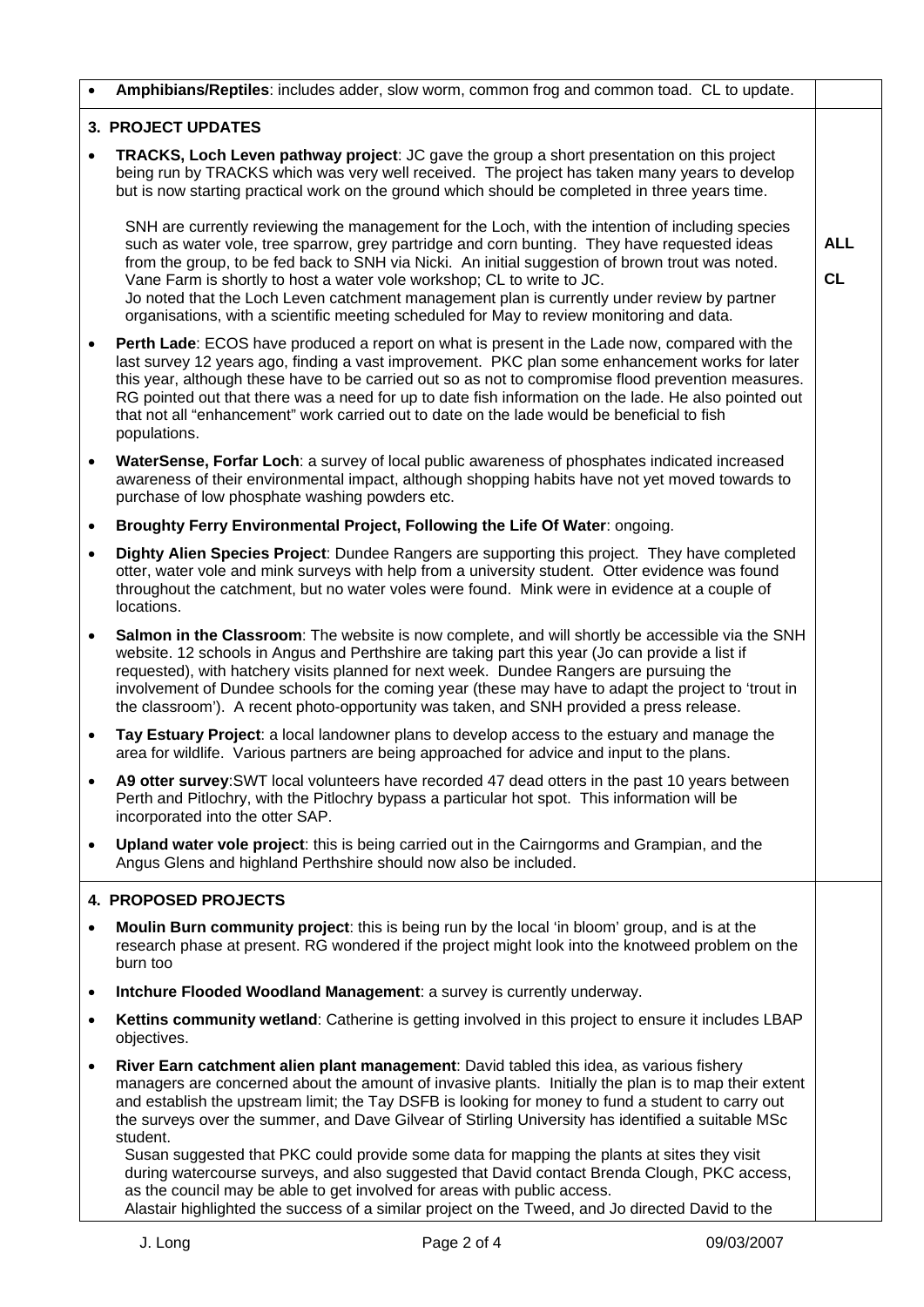- **Amphibians/Reptiles**: includes adder, slow worm, common frog and common toad. CL to update.

## 3. PROJECT UPDATES

- **TRACKS, Loch Leven pathway project**: JC gave the group a short presentation on this project being run by TRACKS which was very well received. The project has taken many years to develop but is now starting practical work on the ground which should be completed in three years time.

  SNH are currently reviewing the management for the Loch, with the intention of including species such as water vole, tree sparrow, grey partridge and corn bunting. They have requested ideas from the group, to be fed back to SNH via Nicki. An initial suggestion of brown trout was noted. **ALL**
  Vane Farm is shortly to host a water vole workshop; CL to write to JC. **CL**
  Jo noted that the Loch Leven catchment management plan is currently under review by partner organisations, with a scientific meeting scheduled for May to review monitoring and data.

- **Perth Lade**: ECOS have produced a report on what is present in the Lade now, compared with the last survey 12 years ago, finding a vast improvement. PKC plan some enhancement works for later this year, although these have to be carried out so as not to compromise flood prevention measures. RG pointed out that there was a need for up to date fish information on the lade. He also pointed out that not all "enhancement" work carried out to date on the lade would be beneficial to fish populations.

- **WaterSense, Forfar Loch**: a survey of local public awareness of phosphates indicated increased awareness of their environmental impact, although shopping habits have not yet moved towards to purchase of low phosphate washing powders etc.

- **Broughty Ferry Environmental Project, Following the Life Of Water**: ongoing.

- **Dighty Alien Species Project**: Dundee Rangers are supporting this project. They have completed otter, water vole and mink surveys with help from a university student. Otter evidence was found throughout the catchment, but no water voles were found. Mink were in evidence at a couple of locations.

- **Salmon in the Classroom**: The website is now complete, and will shortly be accessible via the SNH website. 12 schools in Angus and Perthshire are taking part this year (Jo can provide a list if requested), with hatchery visits planned for next week. Dundee Rangers are pursuing the involvement of Dundee schools for the coming year (these may have to adapt the project to 'trout in the classroom'). A recent photo-opportunity was taken, and SNH provided a press release.

- **Tay Estuary Project**: a local landowner plans to develop access to the estuary and manage the area for wildlife. Various partners are being approached for advice and input to the plans.

- **A9 otter survey**:SWT local volunteers have recorded 47 dead otters in the past 10 years between Perth and Pitlochry, with the Pitlochry bypass a particular hot spot. This information will be incorporated into the otter SAP.

- **Upland water vole project**: this is being carried out in the Cairngorms and Grampian, and the Angus Glens and highland Perthshire should now also be included.

## 4. PROPOSED PROJECTS

- **Moulin Burn community project**: this is being run by the local 'in bloom' group, and is at the research phase at present. RG wondered if the project might look into the knotweed problem on the burn too

- **Intchure Flooded Woodland Management**: a survey is currently underway.

- **Kettins community wetland**: Catherine is getting involved in this project to ensure it includes LBAP objectives.

- **River Earn catchment alien plant management**: David tabled this idea, as various fishery managers are concerned about the amount of invasive plants. Initially the plan is to map their extent and establish the upstream limit; the Tay DSFB is looking for money to fund a student to carry out the surveys over the summer, and Dave Gilvear of Stirling University has identified a suitable MSc student.
  Susan suggested that PKC could provide some data for mapping the plants at sites they visit during watercourse surveys, and also suggested that David contact Brenda Clough, PKC access, as the council may be able to get involved for areas with public access.
  Alastair highlighted the success of a similar project on the Tweed, and Jo directed David to the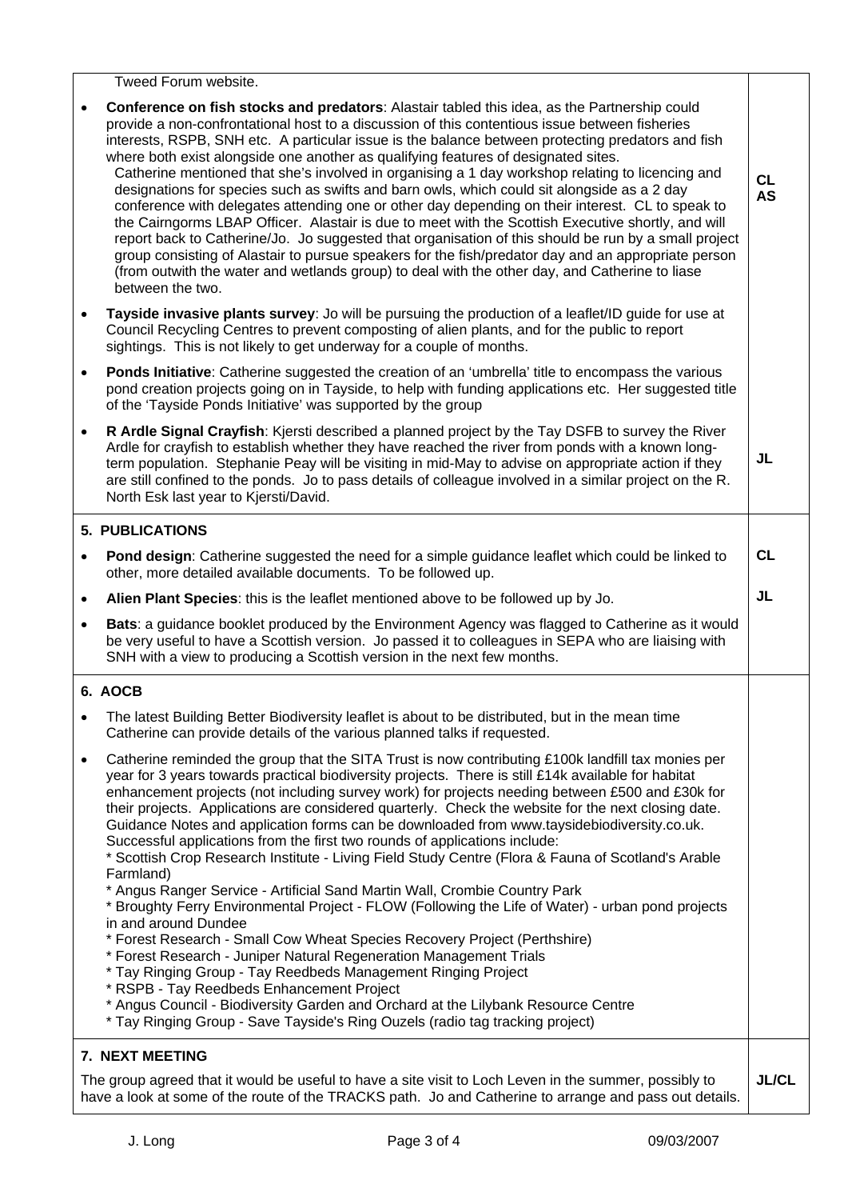Tweed Forum website.

- **Conference on fish stocks and predators**: Alastair tabled this idea, as the Partnership could provide a non-confrontational host to a discussion of this contentious issue between fisheries interests, RSPB, SNH etc. A particular issue is the balance between protecting predators and fish where both exist alongside one another as qualifying features of designated sites.
  Catherine mentioned that she's involved in organising a 1 day workshop relating to licencing and designations for species such as swifts and barn owls, which could sit alongside as a 2 day conference with delegates attending one or other day depending on their interest. CL to speak to the Cairngorms LBAP Officer. Alastair is due to meet with the Scottish Executive shortly, and will report back to Catherine/Jo. Jo suggested that organisation of this should be run by a small project group consisting of Alastair to pursue speakers for the fish/predator day and an appropriate person (from outwith the water and wetlands group) to deal with the other day, and Catherine to liase between the two. **CL AS**

- **Tayside invasive plants survey**: Jo will be pursuing the production of a leaflet/ID guide for use at Council Recycling Centres to prevent composting of alien plants, and for the public to report sightings. This is not likely to get underway for a couple of months.

- **Ponds Initiative**: Catherine suggested the creation of an 'umbrella' title to encompass the various pond creation projects going on in Tayside, to help with funding applications etc. Her suggested title of the 'Tayside Ponds Initiative' was supported by the group

- **R Ardle Signal Crayfish**: Kjersti described a planned project by the Tay DSFB to survey the River Ardle for crayfish to establish whether they have reached the river from ponds with a known long-term population. Stephanie Peay will be visiting in mid-May to advise on appropriate action if they are still confined to the ponds. Jo to pass details of colleague involved in a similar project on the R. North Esk last year to Kjersti/David. **JL**

## 5. PUBLICATIONS

- **Pond design**: Catherine suggested the need for a simple guidance leaflet which could be linked to other, more detailed available documents. To be followed up. **CL**
- **Alien Plant Species**: this is the leaflet mentioned above to be followed up by Jo. **JL**
- **Bats**: a guidance booklet produced by the Environment Agency was flagged to Catherine as it would be very useful to have a Scottish version. Jo passed it to colleagues in SEPA who are liaising with SNH with a view to producing a Scottish version in the next few months.

## 6. AOCB

- The latest Building Better Biodiversity leaflet is about to be distributed, but in the mean time Catherine can provide details of the various planned talks if requested.
- Catherine reminded the group that the SITA Trust is now contributing £100k landfill tax monies per year for 3 years towards practical biodiversity projects. There is still £14k available for habitat enhancement projects (not including survey work) for projects needing between £500 and £30k for their projects. Applications are considered quarterly. Check the website for the next closing date. Guidance Notes and application forms can be downloaded from www.taysidebiodiversity.co.uk. Successful applications from the first two rounds of applications include:
  * Scottish Crop Research Institute - Living Field Study Centre (Flora & Fauna of Scotland's Arable Farmland)
  * Angus Ranger Service - Artificial Sand Martin Wall, Crombie Country Park
  * Broughty Ferry Environmental Project - FLOW (Following the Life of Water) - urban pond projects in and around Dundee
  * Forest Research - Small Cow Wheat Species Recovery Project (Perthshire)
  * Forest Research - Juniper Natural Regeneration Management Trials
  * Tay Ringing Group - Tay Reedbeds Management Ringing Project
  * RSPB - Tay Reedbeds Enhancement Project
  * Angus Council - Biodiversity Garden and Orchard at the Lilybank Resource Centre
  * Tay Ringing Group - Save Tayside's Ring Ouzels (radio tag tracking project)

## 7. NEXT MEETING

The group agreed that it would be useful to have a site visit to Loch Leven in the summer, possibly to have a look at some of the route of the TRACKS path. Jo and Catherine to arrange and pass out details. **JL/CL**